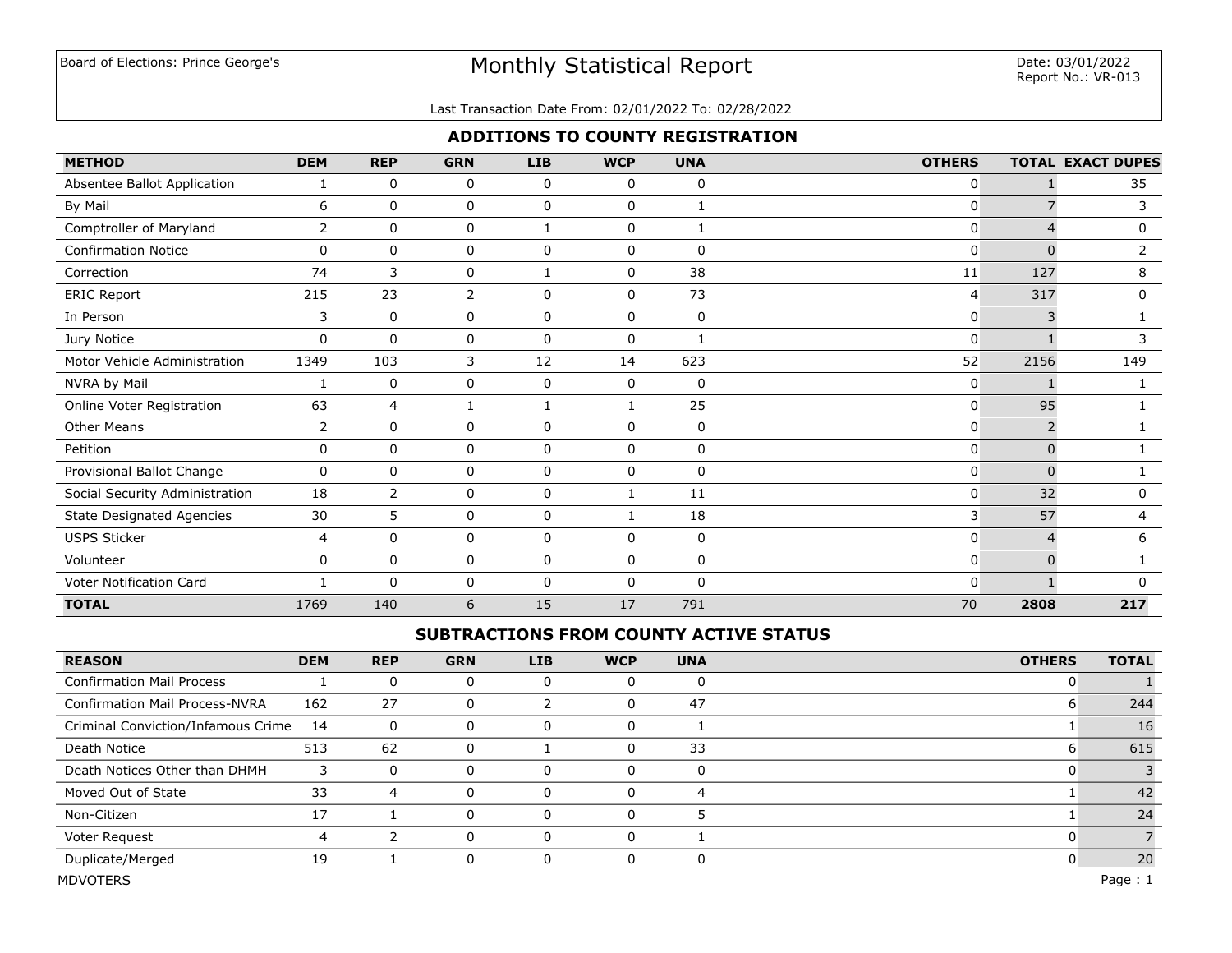Board of Elections: Prince George's

# Monthly Statistical Report

Date: 03/01/2022
Report No.: VR-013

Last Transaction Date From: 02/01/2022 To: 02/28/2022

## ADDITIONS TO COUNTY REGISTRATION

| METHOD | DEM | REP | GRN | LIB | WCP | UNA | OTHERS | TOTAL | EXACT DUPES |
|---|---|---|---|---|---|---|---|---|---|
| Absentee Ballot Application | 1 | 0 | 0 | 0 | 0 | 0 | 0 | 1 | 35 |
| By Mail | 6 | 0 | 0 | 0 | 0 | 1 | 0 | 7 | 3 |
| Comptroller of Maryland | 2 | 0 | 0 | 1 | 0 | 1 | 0 | 4 | 0 |
| Confirmation Notice | 0 | 0 | 0 | 0 | 0 | 0 | 0 | 0 | 2 |
| Correction | 74 | 3 | 0 | 1 | 0 | 38 | 11 | 127 | 8 |
| ERIC Report | 215 | 23 | 2 | 0 | 0 | 73 | 4 | 317 | 0 |
| In Person | 3 | 0 | 0 | 0 | 0 | 0 | 0 | 3 | 1 |
| Jury Notice | 0 | 0 | 0 | 0 | 0 | 1 | 0 | 1 | 3 |
| Motor Vehicle Administration | 1349 | 103 | 3 | 12 | 14 | 623 | 52 | 2156 | 149 |
| NVRA by Mail | 1 | 0 | 0 | 0 | 0 | 0 | 0 | 1 | 1 |
| Online Voter Registration | 63 | 4 | 1 | 1 | 1 | 25 | 0 | 95 | 1 |
| Other Means | 2 | 0 | 0 | 0 | 0 | 0 | 0 | 2 | 1 |
| Petition | 0 | 0 | 0 | 0 | 0 | 0 | 0 | 0 | 1 |
| Provisional Ballot Change | 0 | 0 | 0 | 0 | 0 | 0 | 0 | 0 | 1 |
| Social Security Administration | 18 | 2 | 0 | 0 | 1 | 11 | 0 | 32 | 0 |
| State Designated Agencies | 30 | 5 | 0 | 0 | 1 | 18 | 3 | 57 | 4 |
| USPS Sticker | 4 | 0 | 0 | 0 | 0 | 0 | 0 | 4 | 6 |
| Volunteer | 0 | 0 | 0 | 0 | 0 | 0 | 0 | 0 | 1 |
| Voter Notification Card | 1 | 0 | 0 | 0 | 0 | 0 | 0 | 1 | 0 |
| **TOTAL** | 1769 | 140 | 6 | 15 | 17 | 791 | 70 | **2808** | **217** |

## SUBTRACTIONS FROM COUNTY ACTIVE STATUS

| REASON | DEM | REP | GRN | LIB | WCP | UNA | OTHERS | TOTAL |
|---|---|---|---|---|---|---|---|---|
| Confirmation Mail Process | 1 | 0 | 0 | 0 | 0 | 0 | 0 | 1 |
| Confirmation Mail Process-NVRA | 162 | 27 | 0 | 2 | 0 | 47 | 6 | 244 |
| Criminal Conviction/Infamous Crime | 14 | 0 | 0 | 0 | 0 | 1 | 1 | 16 |
| Death Notice | 513 | 62 | 0 | 1 | 0 | 33 | 6 | 615 |
| Death Notices Other than DHMH | 3 | 0 | 0 | 0 | 0 | 0 | 0 | 3 |
| Moved Out of State | 33 | 4 | 0 | 0 | 0 | 4 | 1 | 42 |
| Non-Citizen | 17 | 1 | 0 | 0 | 0 | 5 | 1 | 24 |
| Voter Request | 4 | 2 | 0 | 0 | 0 | 1 | 0 | 7 |
| Duplicate/Merged | 19 | 1 | 0 | 0 | 0 | 0 | 0 | 20 |

MDVOTERS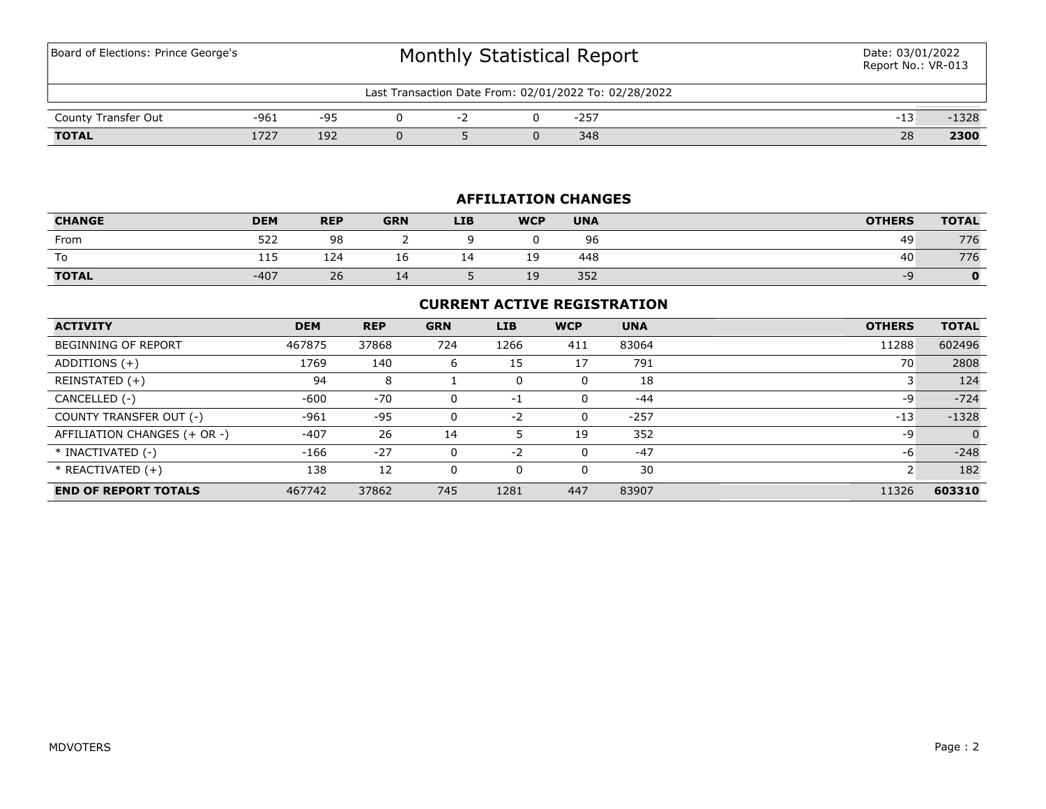| | | | | | | | | |
|---|---|---|---|---|---|---|---|---|
| County Transfer Out | -961 | -95 | 0 | -2 | 0 | -257 | -13 | -1328 |
| **TOTAL** | 1727 | 192 | 0 | 5 | 0 | 348 | 28 | **2300** |

## AFFILIATION CHANGES

| CHANGE | DEM | REP | GRN | LIB | WCP | UNA | OTHERS | TOTAL |
|---|---|---|---|---|---|---|---|---|
| From | 522 | 98 | 2 | 9 | 0 | 96 | 49 | 776 |
| To | 115 | 124 | 16 | 14 | 19 | 448 | 40 | 776 |
| **TOTAL** | -407 | 26 | 14 | 5 | 19 | 352 | -9 | **0** |

## CURRENT ACTIVE REGISTRATION

| ACTIVITY | DEM | REP | GRN | LIB | WCP | UNA | OTHERS | TOTAL |
|---|---|---|---|---|---|---|---|---|
| BEGINNING OF REPORT | 467875 | 37868 | 724 | 1266 | 411 | 83064 | 11288 | 602496 |
| ADDITIONS (+) | 1769 | 140 | 6 | 15 | 17 | 791 | 70 | 2808 |
| REINSTATED (+) | 94 | 8 | 1 | 0 | 0 | 18 | 3 | 124 |
| CANCELLED (-) | -600 | -70 | 0 | -1 | 0 | -44 | -9 | -724 |
| COUNTY TRANSFER OUT (-) | -961 | -95 | 0 | -2 | 0 | -257 | -13 | -1328 |
| AFFILIATION CHANGES (+ OR -) | -407 | 26 | 14 | 5 | 19 | 352 | -9 | 0 |
| * INACTIVATED (-) | -166 | -27 | 0 | -2 | 0 | -47 | -6 | -248 |
| * REACTIVATED (+) | 138 | 12 | 0 | 0 | 0 | 30 | 2 | 182 |
| **END OF REPORT TOTALS** | 467742 | 37862 | 745 | 1281 | 447 | 83907 | 11326 | **603310** |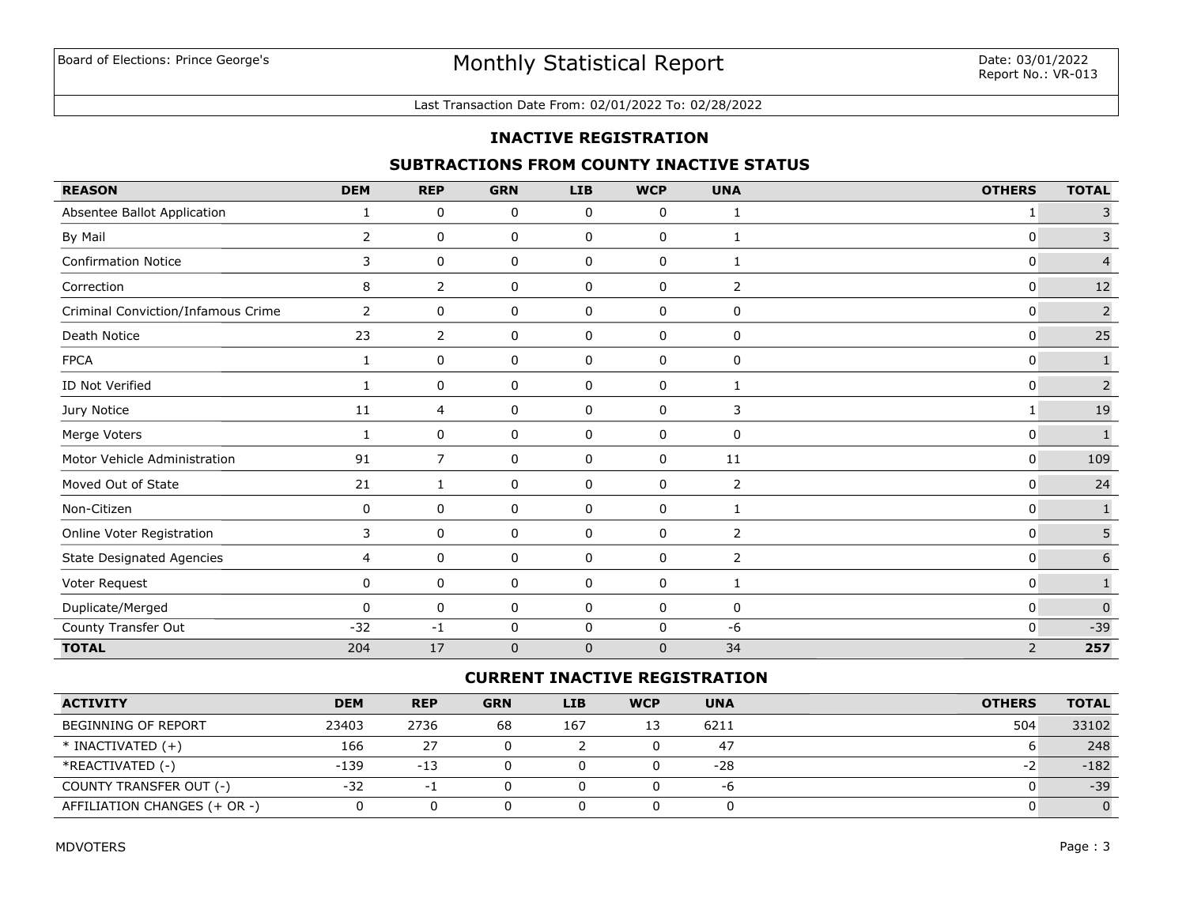Board of Elections: Prince George's

# Monthly Statistical Report

Date: 03/01/2022
Report No.: VR-013

Last Transaction Date From: 02/01/2022 To: 02/28/2022

## INACTIVE REGISTRATION

### SUBTRACTIONS FROM COUNTY INACTIVE STATUS

| REASON | DEM | REP | GRN | LIB | WCP | UNA | OTHERS | TOTAL |
|---|---|---|---|---|---|---|---|---|
| Absentee Ballot Application | 1 | 0 | 0 | 0 | 0 | 1 | 1 | 3 |
| By Mail | 2 | 0 | 0 | 0 | 0 | 1 | 0 | 3 |
| Confirmation Notice | 3 | 0 | 0 | 0 | 0 | 1 | 0 | 4 |
| Correction | 8 | 2 | 0 | 0 | 0 | 2 | 0 | 12 |
| Criminal Conviction/Infamous Crime | 2 | 0 | 0 | 0 | 0 | 0 | 0 | 2 |
| Death Notice | 23 | 2 | 0 | 0 | 0 | 0 | 0 | 25 |
| FPCA | 1 | 0 | 0 | 0 | 0 | 0 | 0 | 1 |
| ID Not Verified | 1 | 0 | 0 | 0 | 0 | 1 | 0 | 2 |
| Jury Notice | 11 | 4 | 0 | 0 | 0 | 3 | 1 | 19 |
| Merge Voters | 1 | 0 | 0 | 0 | 0 | 0 | 0 | 1 |
| Motor Vehicle Administration | 91 | 7 | 0 | 0 | 0 | 11 | 0 | 109 |
| Moved Out of State | 21 | 1 | 0 | 0 | 0 | 2 | 0 | 24 |
| Non-Citizen | 0 | 0 | 0 | 0 | 0 | 1 | 0 | 1 |
| Online Voter Registration | 3 | 0 | 0 | 0 | 0 | 2 | 0 | 5 |
| State Designated Agencies | 4 | 0 | 0 | 0 | 0 | 2 | 0 | 6 |
| Voter Request | 0 | 0 | 0 | 0 | 0 | 1 | 0 | 1 |
| Duplicate/Merged | 0 | 0 | 0 | 0 | 0 | 0 | 0 | 0 |
| County Transfer Out | -32 | -1 | 0 | 0 | 0 | -6 | 0 | -39 |
| **TOTAL** | 204 | 17 | 0 | 0 | 0 | 34 | 2 | **257** |

### CURRENT INACTIVE REGISTRATION

| ACTIVITY | DEM | REP | GRN | LIB | WCP | UNA | OTHERS | TOTAL |
|---|---|---|---|---|---|---|---|---|
| BEGINNING OF REPORT | 23403 | 2736 | 68 | 167 | 13 | 6211 | 504 | 33102 |
| * INACTIVATED (+) | 166 | 27 | 0 | 2 | 0 | 47 | 6 | 248 |
| *REACTIVATED (-) | -139 | -13 | 0 | 0 | 0 | -28 | -2 | -182 |
| COUNTY TRANSFER OUT (-) | -32 | -1 | 0 | 0 | 0 | -6 | 0 | -39 |
| AFFILIATION CHANGES (+ OR -) | 0 | 0 | 0 | 0 | 0 | 0 | 0 | 0 |

MDVOTERS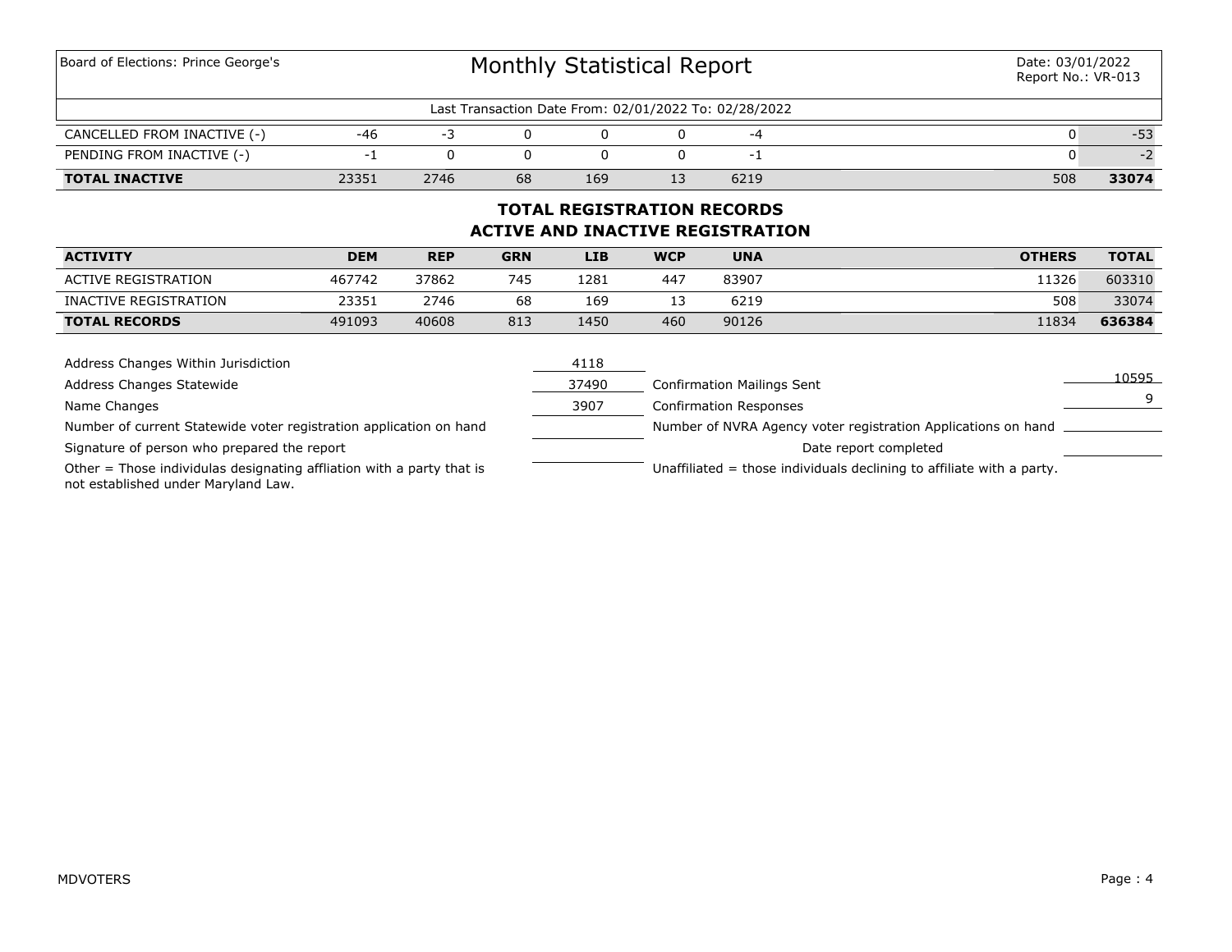| Board of Elections: Prince George's | Monthly Statistical Report | Date: 03/01/2022 Report No.: VR-013 |
| --- | --- | --- |

Last Transaction Date From: 02/01/2022 To: 02/28/2022

| | | | | | | | | |
| --- | --- | --- | --- | --- | --- | --- | --- | --- |
| CANCELLED FROM INACTIVE (-) | -46 | -3 | 0 | 0 | 0 | -4 | 0 | -53 |
| PENDING FROM INACTIVE (-) | -1 | 0 | 0 | 0 | 0 | -1 | 0 | -2 |
| **TOTAL INACTIVE** | 23351 | 2746 | 68 | 169 | 13 | 6219 | 508 | **33074** |

## TOTAL REGISTRATION RECORDS
## ACTIVE AND INACTIVE REGISTRATION

| ACTIVITY | DEM | REP | GRN | LIB | WCP | UNA | OTHERS | TOTAL |
| --- | --- | --- | --- | --- | --- | --- | --- | --- |
| ACTIVE REGISTRATION | 467742 | 37862 | 745 | 1281 | 447 | 83907 | 11326 | 603310 |
| INACTIVE REGISTRATION | 23351 | 2746 | 68 | 169 | 13 | 6219 | 508 | 33074 |
| **TOTAL RECORDS** | 491093 | 40608 | 813 | 1450 | 460 | 90126 | 11834 | **636384** |

| | | | |
| --- | --- | --- | --- |
| Address Changes Within Jurisdiction | 4118 | | |
| Address Changes Statewide | 37490 | Confirmation Mailings Sent | 10595 |
| Name Changes | 3907 | Confirmation Responses | 9 |
| Number of current Statewide voter registration application on hand | | Number of NVRA Agency voter registration Applications on hand | |
| Signature of person who prepared the report | | Date report completed | |

Other = Those individulas designating affliation with a party that is not established under Maryland Law.

Unaffiliated = those individuals declining to affiliate with a party.